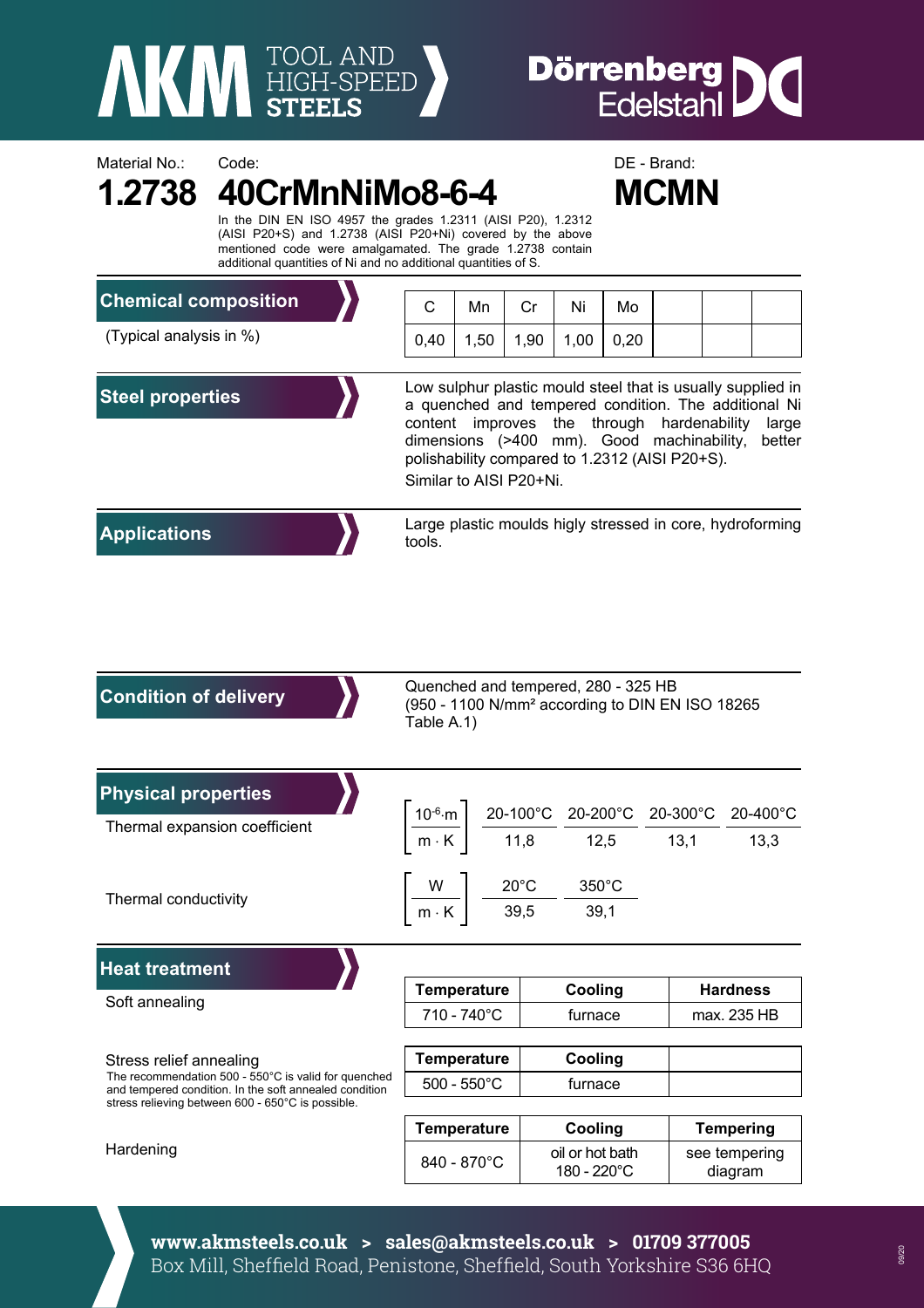AKM TOOL AND HIGH-SPEED STEELS

Dörrenberg Edelstahl

Material No.: **1.2738**

Code: **40CrMnNiMo8-6-4**

DE - Brand: **MCMN**

In the DIN EN ISO 4957 the grades 1.2311 (AISI P20), 1.2312 (AISI P20+S) and 1.2738 (AISI P20+Ni) covered by the above mentioned code were amalgamated. The grade 1.2738 contain additional quantities of Ni and no additional quantities of S.

## Chemical composition

(Typical analysis in %)

| C | Mn | Cr | Ni | Mo | | | |
|---|---|---|---|---|---|---|---|
| 0,40 | 1,50 | 1,90 | 1,00 | 0,20 | | | |

## Steel properties

Low sulphur plastic mould steel that is usually supplied in a quenched and tempered condition. The additional Ni content improves the through hardenability large dimensions (>400 mm). Good machinability, better polishability compared to 1.2312 (AISI P20+S).

Similar to AISI P20+Ni.

## Applications

Large plastic moulds higly stressed in core, hydroforming tools.

## Condition of delivery

Quenched and tempered, 280 - 325 HB
(950 - 1100 N/mm² according to DIN EN ISO 18265 Table A.1)

## Physical properties

Thermal expansion coefficient

| $\left[\frac{10^{-6} \cdot m}{m \cdot K}\right]$ | 20-100°C | 20-200°C | 20-300°C | 20-400°C |
|---|---|---|---|---|
| | 11,8 | 12,5 | 13,1 | 13,3 |

Thermal conductivity

| $\left[\frac{W}{m \cdot K}\right]$ | 20°C | 350°C |
|---|---|---|
| | 39,5 | 39,1 |

## Heat treatment

Soft annealing

| Temperature | Cooling | Hardness |
|---|---|---|
| 710 - 740°C | furnace | max. 235 HB |

Stress relief annealing

The recommendation 500 - 550°C is valid for quenched and tempered condition. In the soft annealed condition stress relieving between 600 - 650°C is possible.

| Temperature | Cooling | |
|---|---|---|
| 500 - 550°C | furnace | |

Hardening

| Temperature | Cooling | Tempering |
|---|---|---|
| 840 - 870°C | oil or hot bath 180 - 220°C | see tempering diagram |

**www.akmsteels.co.uk > sales@akmsteels.co.uk > 01709 377005**
Box Mill, Sheffield Road, Penistone, Sheffield, South Yorkshire S36 6HQ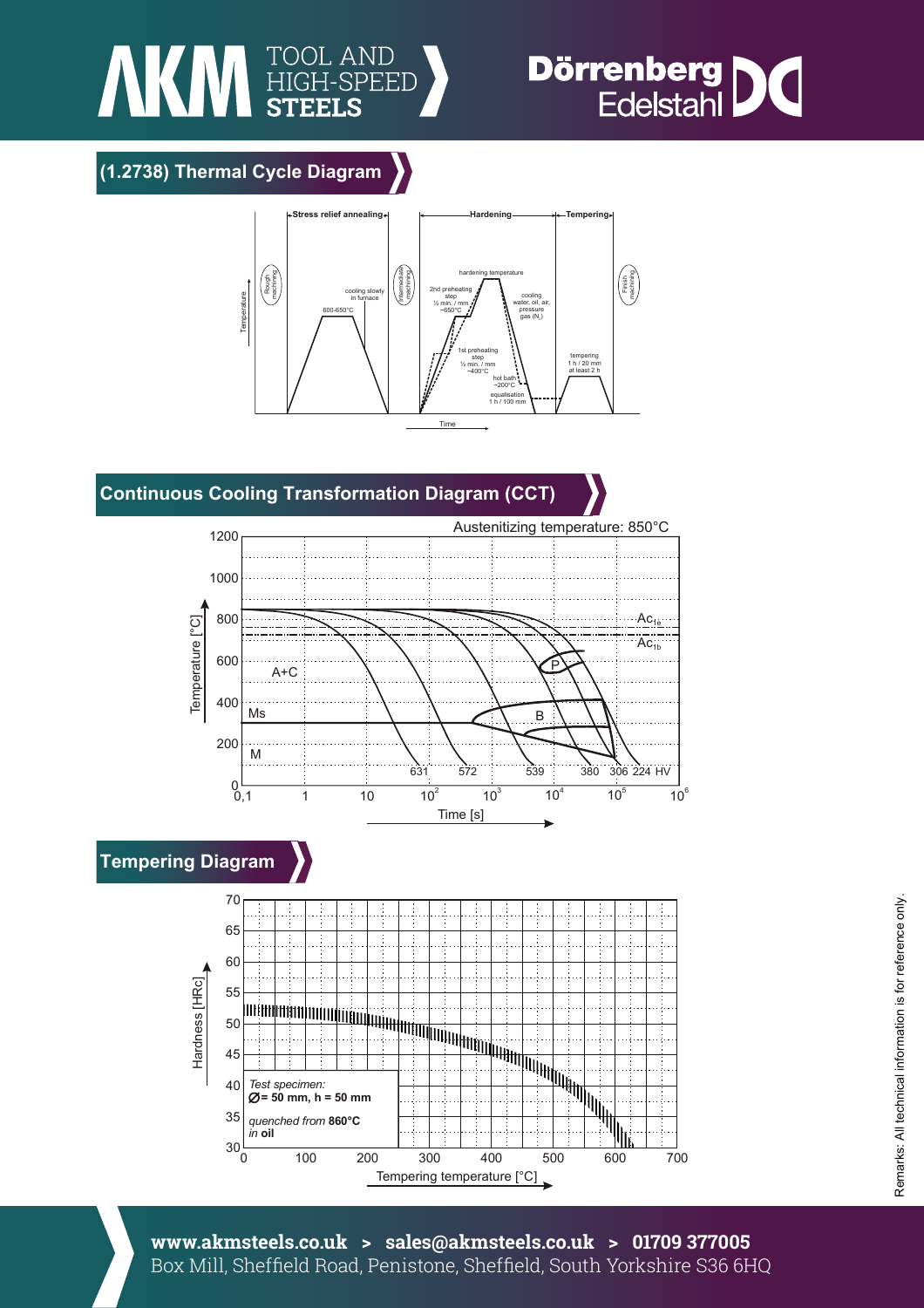## (1.2738) Thermal Cycle Diagram

Stress relief annealing

Hardening

Tempering

Rough machining

Intermediate machining

Finish machining

Temperature

cooling slowly in furnace

600-650°C

hardening temperature

2nd preheating step ½ min. / mm ~650°C

cooling water, oil, air, pressure gas ($N_2$)

1st preheating step ½ min. / mm ~400°C

hot bath ~200°C

equalisation 1 h / 100 mm

tempering 1 h / 20 mm at least 2 h

Time

## Continuous Cooling Transformation Diagram (CCT)

Austenitizing temperature: 850°C

Temperature [°C]

1200, 1000, 800, 600, 400, 200, 0

$Ac_{1e}$

$Ac_{1b}$

A+C

P

Ms

B

M

631, 572, 539, 380, 306, 224 HV

0,1, 1, 10, $10^2$, $10^3$, $10^4$, $10^5$, $10^6$

Time [s]

## Tempering Diagram

Hardness [HRc]

70, 65, 60, 55, 50, 45, 40, 35, 30

*Test specimen:*
**Ø = 50 mm, h = 50 mm**

*quenched from* **860°C**
*in* **oil**

0, 100, 200, 300, 400, 500, 600, 700

Tempering temperature [°C]

Remarks: All technical information is for reference only.

**www.akmsteels.co.uk > sales@akmsteels.co.uk > 01709 377005**
Box Mill, Sheffield Road, Penistone, Sheffield, South Yorkshire S36 6HQ